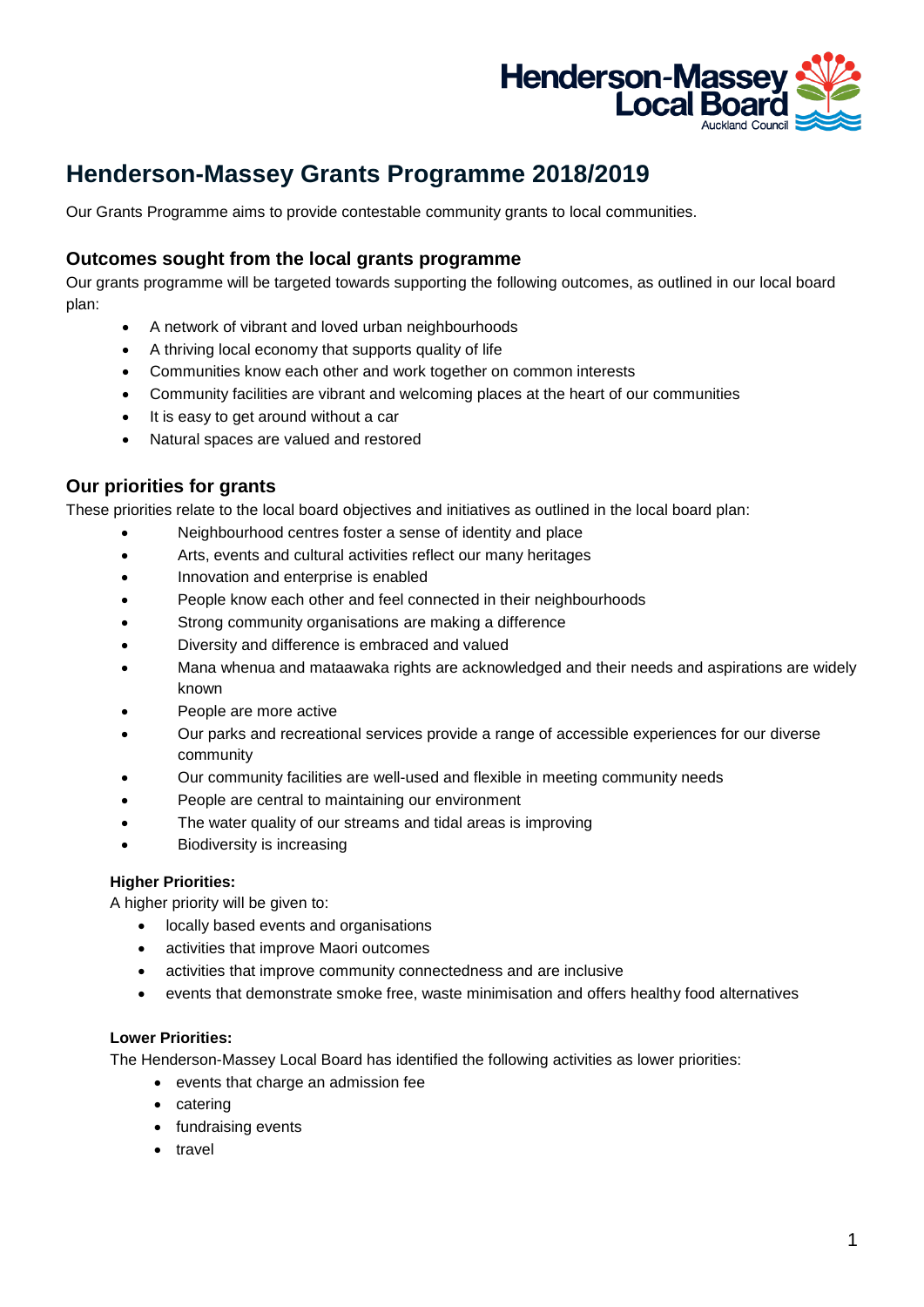# Henderson-Massey Grants Programme 2018/2019

Our Grants Programme aims to provide contestable community grants to local communities.

## Outcomes sought from the local grants programme

Our grants programme will be targeted towards supporting the following outcomes, as outlined in our local board plan:

- A network of vibrant and loved urban neighbourhoods
- A thriving local economy that supports quality of life
- Communities know each other and work together on common interests
- Community facilities are vibrant and welcoming places at the heart of our communities
- It is easy to get around without a car
- Natural spaces are valued and restored

## Our priorities for grants

These priorities relate to the local board objectives and initiatives as outlined in the local board plan:

- Neighbourhood centres foster a sense of identity and place
- Arts, events and cultural activities reflect our many heritages
- Innovation and enterprise is enabled
- People know each other and feel connected in their neighbourhoods
- Strong community organisations are making a difference
- Diversity and difference is embraced and valued
- Mana whenua and mataawaka rights are acknowledged and their needs and aspirations are widely known
- People are more active
- Our parks and recreational services provide a range of accessible experiences for our diverse community
- Our community facilities are well-used and flexible in meeting community needs
- People are central to maintaining our environment
- The water quality of our streams and tidal areas is improving
- Biodiversity is increasing

**Higher Priorities:**

A higher priority will be given to:

- locally based events and organisations
- activities that improve Maori outcomes
- activities that improve community connectedness and are inclusive
- events that demonstrate smoke free, waste minimisation and offers healthy food alternatives

**Lower Priorities:**

The Henderson-Massey Local Board has identified the following activities as lower priorities:

- events that charge an admission fee
- catering
- fundraising events
- travel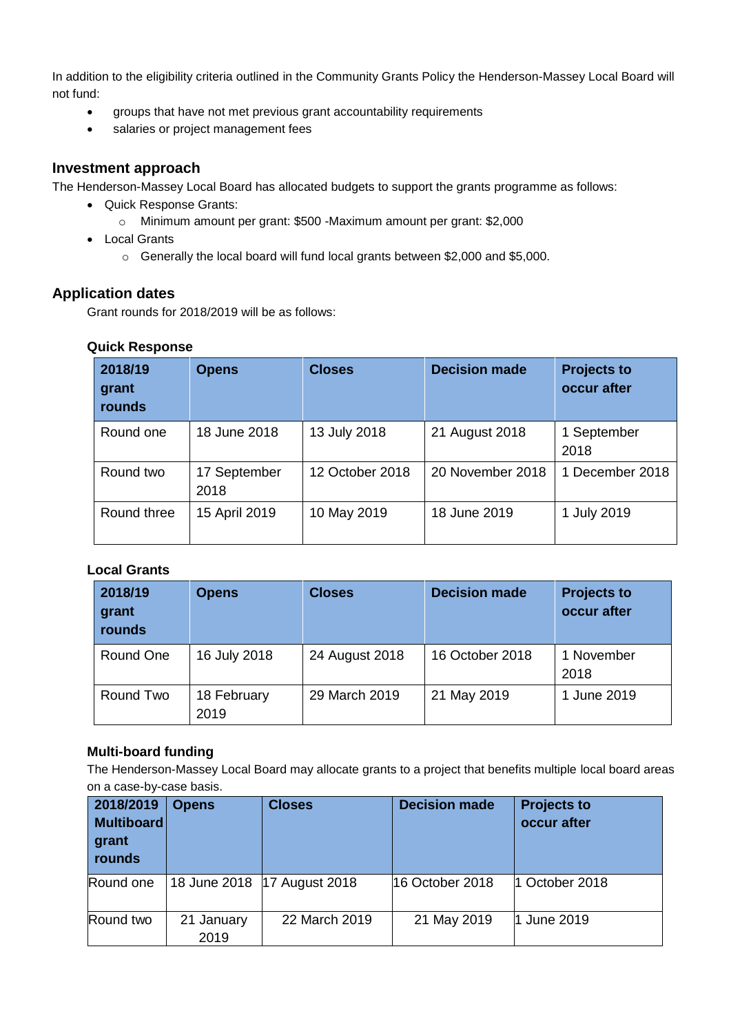In addition to the eligibility criteria outlined in the Community Grants Policy the Henderson-Massey Local Board will not fund:

- groups that have not met previous grant accountability requirements
- salaries or project management fees

## Investment approach

The Henderson-Massey Local Board has allocated budgets to support the grants programme as follows:

- Quick Response Grants:
  - Minimum amount per grant: $500 -Maximum amount per grant: $2,000
- Local Grants
  - Generally the local board will fund local grants between $2,000 and $5,000.

## Application dates

Grant rounds for 2018/2019 will be as follows:

### Quick Response

| 2018/19 grant rounds | Opens | Closes | Decision made | Projects to occur after |
|---|---|---|---|---|
| Round one | 18 June 2018 | 13 July 2018 | 21 August 2018 | 1 September 2018 |
| Round two | 17 September 2018 | 12 October 2018 | 20 November 2018 | 1 December 2018 |
| Round three | 15 April 2019 | 10 May 2019 | 18 June 2019 | 1 July 2019 |

### Local Grants

| 2018/19 grant rounds | Opens | Closes | Decision made | Projects to occur after |
|---|---|---|---|---|
| Round One | 16 July 2018 | 24 August 2018 | 16 October 2018 | 1 November 2018 |
| Round Two | 18 February 2019 | 29 March 2019 | 21 May 2019 | 1 June 2019 |

### Multi-board funding

The Henderson-Massey Local Board may allocate grants to a project that benefits multiple local board areas on a case-by-case basis.

| 2018/2019 Multiboard grant rounds | Opens | Closes | Decision made | Projects to occur after |
|---|---|---|---|---|
| Round one | 18 June 2018 | 17 August 2018 | 16 October 2018 | 1 October 2018 |
| Round two | 21 January 2019 | 22 March 2019 | 21 May 2019 | 1 June 2019 |